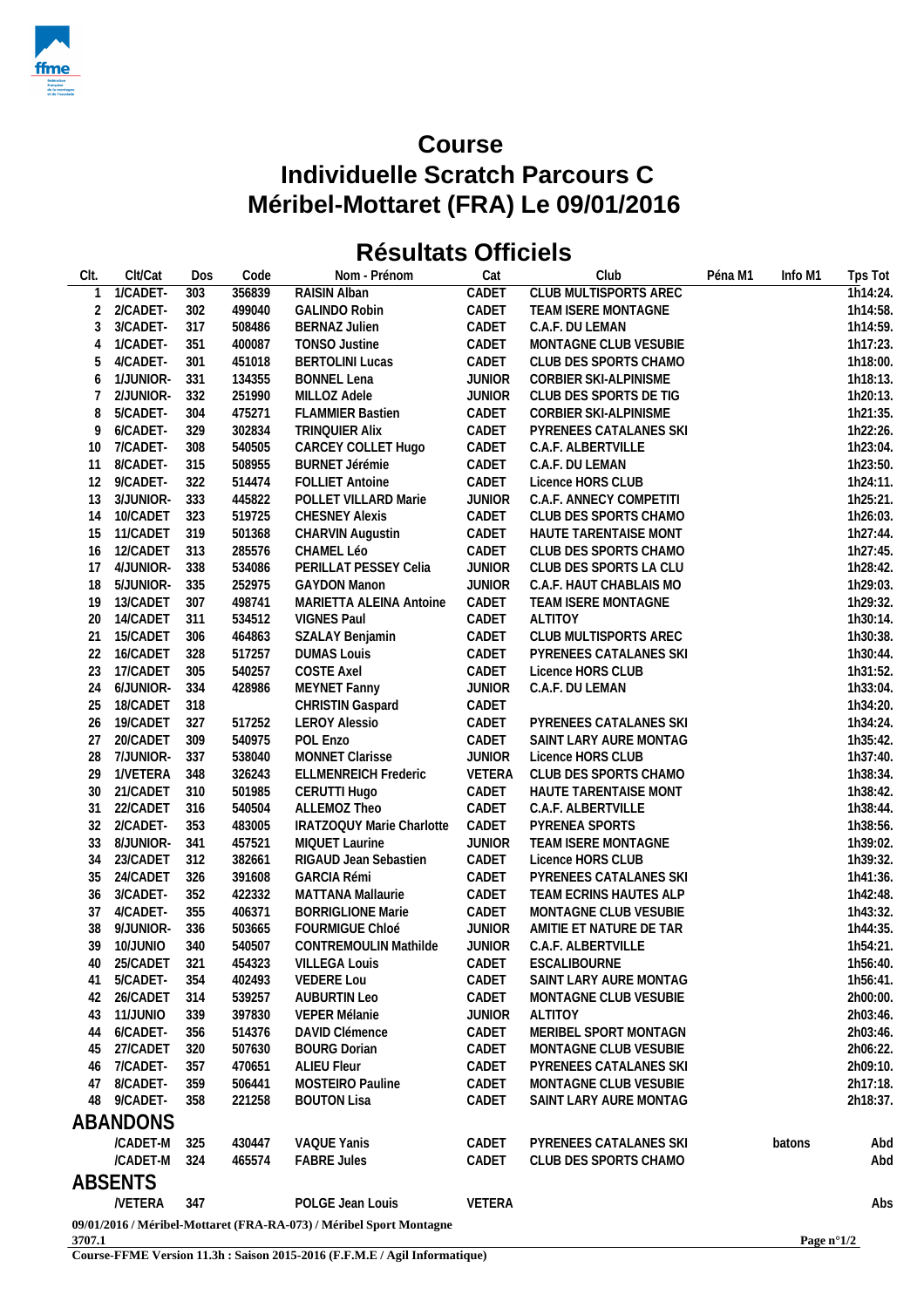# Course
# Individuelle Scratch Parcours C
# Méribel-Mottaret (FRA) Le 09/01/2016

## Résultats Officiels

| Clt. | Clt/Cat | Dos | Code | Nom - Prénom | Cat | Club | Péna M1 | Info M1 | Tps Tot |
|---|---|---|---|---|---|---|---|---|---|
| 1 | 1/CADET- | 303 | 356839 | RAISIN Alban | CADET | CLUB MULTISPORTS AREC | | | 1h14:24. |
| 2 | 2/CADET- | 302 | 499040 | GALINDO Robin | CADET | TEAM ISERE MONTAGNE | | | 1h14:58. |
| 3 | 3/CADET- | 317 | 508486 | BERNAZ Julien | CADET | C.A.F. DU LEMAN | | | 1h14:59. |
| 4 | 1/CADET- | 351 | 400087 | TONSO Justine | CADET | MONTAGNE CLUB VESUBIE | | | 1h17:23. |
| 5 | 4/CADET- | 301 | 451018 | BERTOLINI Lucas | CADET | CLUB DES SPORTS CHAMO | | | 1h18:00. |
| 6 | 1/JUNIOR- | 331 | 134355 | BONNEL Lena | JUNIOR | CORBIER SKI-ALPINISME | | | 1h18:13. |
| 7 | 2/JUNIOR- | 332 | 251990 | MILLOZ Adele | JUNIOR | CLUB DES SPORTS DE TIG | | | 1h20:13. |
| 8 | 5/CADET- | 304 | 475271 | FLAMMIER Bastien | CADET | CORBIER SKI-ALPINISME | | | 1h21:35. |
| 9 | 6/CADET- | 329 | 302834 | TRINQUIER Alix | CADET | PYRENEES CATALANES SKI | | | 1h22:26. |
| 10 | 7/CADET- | 308 | 540505 | CARCEY COLLET Hugo | CADET | C.A.F. ALBERTVILLE | | | 1h23:04. |
| 11 | 8/CADET- | 315 | 508955 | BURNET Jérémie | CADET | C.A.F. DU LEMAN | | | 1h23:50. |
| 12 | 9/CADET- | 322 | 514474 | FOLLIET Antoine | CADET | Licence HORS CLUB | | | 1h24:11. |
| 13 | 3/JUNIOR- | 333 | 445822 | POLLET VILLARD Marie | JUNIOR | C.A.F. ANNECY COMPETITI | | | 1h25:21. |
| 14 | 10/CADET | 323 | 519725 | CHESNEY Alexis | CADET | CLUB DES SPORTS CHAMO | | | 1h26:03. |
| 15 | 11/CADET | 319 | 501368 | CHARVIN Augustin | CADET | HAUTE TARENTAISE MONT | | | 1h27:44. |
| 16 | 12/CADET | 313 | 285576 | CHAMEL Léo | CADET | CLUB DES SPORTS CHAMO | | | 1h27:45. |
| 17 | 4/JUNIOR- | 338 | 534086 | PERILLAT PESSEY Celia | JUNIOR | CLUB DES SPORTS LA CLU | | | 1h28:42. |
| 18 | 5/JUNIOR- | 335 | 252975 | GAYDON Manon | JUNIOR | C.A.F. HAUT CHABLAIS MO | | | 1h29:03. |
| 19 | 13/CADET | 307 | 498741 | MARIETTA ALEINA Antoine | CADET | TEAM ISERE MONTAGNE | | | 1h29:32. |
| 20 | 14/CADET | 311 | 534512 | VIGNES Paul | CADET | ALTITOY | | | 1h30:14. |
| 21 | 15/CADET | 306 | 464863 | SZALAY Benjamin | CADET | CLUB MULTISPORTS AREC | | | 1h30:38. |
| 22 | 16/CADET | 328 | 517257 | DUMAS Louis | CADET | PYRENEES CATALANES SKI | | | 1h30:44. |
| 23 | 17/CADET | 305 | 540257 | COSTE Axel | CADET | Licence HORS CLUB | | | 1h31:52. |
| 24 | 6/JUNIOR- | 334 | 428986 | MEYNET Fanny | JUNIOR | C.A.F. DU LEMAN | | | 1h33:04. |
| 25 | 18/CADET | 318 | | CHRISTIN Gaspard | CADET | | | | 1h34:20. |
| 26 | 19/CADET | 327 | 517252 | LEROY Alessio | CADET | PYRENEES CATALANES SKI | | | 1h34:24. |
| 27 | 20/CADET | 309 | 540975 | POL Enzo | CADET | SAINT LARY AURE MONTAG | | | 1h35:42. |
| 28 | 7/JUNIOR- | 337 | 538040 | MONNET Clarisse | JUNIOR | Licence HORS CLUB | | | 1h37:40. |
| 29 | 1/VETERA | 348 | 326243 | ELLMENREICH Frederic | VETERA | CLUB DES SPORTS CHAMO | | | 1h38:34. |
| 30 | 21/CADET | 310 | 501985 | CERUTTI Hugo | CADET | HAUTE TARENTAISE MONT | | | 1h38:42. |
| 31 | 22/CADET | 316 | 540504 | ALLEMOZ Theo | CADET | C.A.F. ALBERTVILLE | | | 1h38:44. |
| 32 | 2/CADET- | 353 | 483005 | IRATZOQUY Marie Charlotte | CADET | PYRENEA SPORTS | | | 1h38:56. |
| 33 | 8/JUNIOR- | 341 | 457521 | MIQUET Laurine | JUNIOR | TEAM ISERE MONTAGNE | | | 1h39:02. |
| 34 | 23/CADET | 312 | 382661 | RIGAUD Jean Sebastien | CADET | Licence HORS CLUB | | | 1h39:32. |
| 35 | 24/CADET | 326 | 391608 | GARCIA Rémi | CADET | PYRENEES CATALANES SKI | | | 1h41:36. |
| 36 | 3/CADET- | 352 | 422332 | MATTANA Mallaurie | CADET | TEAM ECRINS HAUTES ALP | | | 1h42:48. |
| 37 | 4/CADET- | 355 | 406371 | BORRIGLIONE Marie | CADET | MONTAGNE CLUB VESUBIE | | | 1h43:32. |
| 38 | 9/JUNIOR- | 336 | 503665 | FOURMIGUE Chloé | JUNIOR | AMITIE ET NATURE DE TAR | | | 1h44:35. |
| 39 | 10/JUNIO | 340 | 540507 | CONTREMOULIN Mathilde | JUNIOR | C.A.F. ALBERTVILLE | | | 1h54:21. |
| 40 | 25/CADET | 321 | 454323 | VILLEGA Louis | CADET | ESCALIBOURNE | | | 1h56:40. |
| 41 | 5/CADET- | 354 | 402493 | VEDERE Lou | CADET | SAINT LARY AURE MONTAG | | | 1h56:41. |
| 42 | 26/CADET | 314 | 539257 | AUBURTIN Leo | CADET | MONTAGNE CLUB VESUBIE | | | 2h00:00. |
| 43 | 11/JUNIO | 339 | 397830 | VEPER Mélanie | JUNIOR | ALTITOY | | | 2h03:46. |
| 44 | 6/CADET- | 356 | 514376 | DAVID Clémence | CADET | MERIBEL SPORT MONTAGN | | | 2h03:46. |
| 45 | 27/CADET | 320 | 507630 | BOURG Dorian | CADET | MONTAGNE CLUB VESUBIE | | | 2h06:22. |
| 46 | 7/CADET- | 357 | 470651 | ALIEU Fleur | CADET | PYRENEES CATALANES SKI | | | 2h09:10. |
| 47 | 8/CADET- | 359 | 506441 | MOSTEIRO Pauline | CADET | MONTAGNE CLUB VESUBIE | | | 2h17:18. |
| 48 | 9/CADET- | 358 | 221258 | BOUTON Lisa | CADET | SAINT LARY AURE MONTAG | | | 2h18:37. |

## ABANDONS

| Clt. | Clt/Cat | Dos | Code | Nom - Prénom | Cat | Club | Péna M1 | Info M1 | Tps Tot |
|---|---|---|---|---|---|---|---|---|---|
| | /CADET-M | 325 | 430447 | VAQUE Yanis | CADET | PYRENEES CATALANES SKI | | batons | Abd |
| | /CADET-M | 324 | 465574 | FABRE Jules | CADET | CLUB DES SPORTS CHAMO | | | Abd |

## ABSENTS

| Clt. | Clt/Cat | Dos | Code | Nom - Prénom | Cat | Club | Péna M1 | Info M1 | Tps Tot |
|---|---|---|---|---|---|---|---|---|---|
| | /VETERA | 347 | | POLGE Jean Louis | VETERA | | | | Abs |

**09/01/2016 / Méribel-Mottaret (FRA-RA-073) / Méribel Sport Montagne**

**3707.1**

**Course-FFME Version 11.3h : Saison 2015-2016 (F.F.M.E / Agil Informatique)**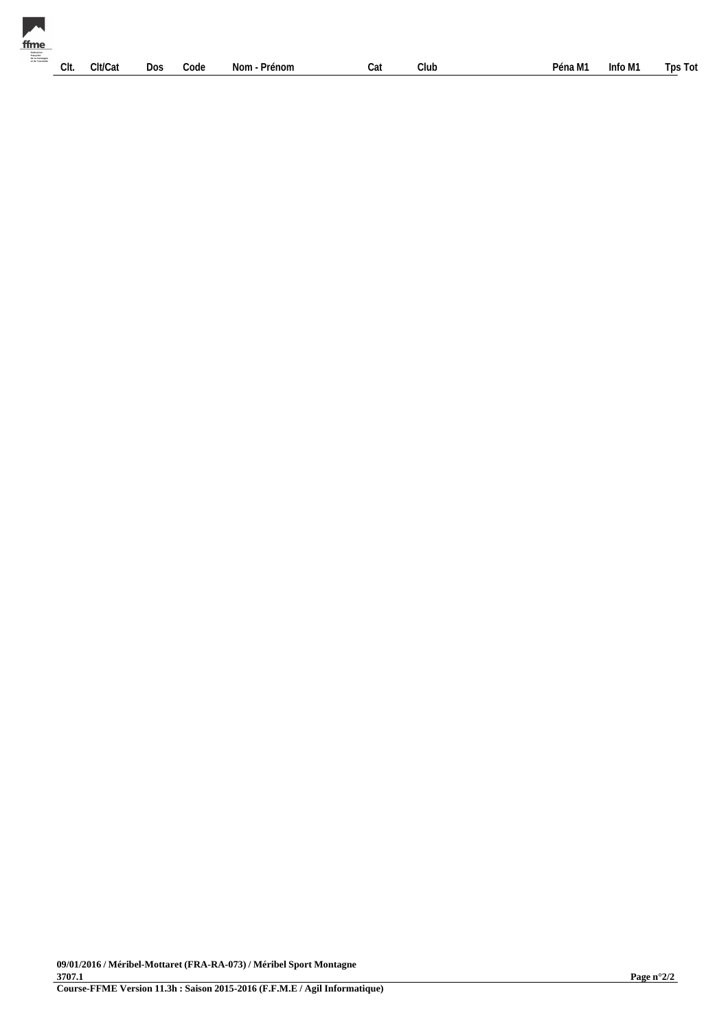| Clt. | Clt/Cat | Dos | Code | Nom - Prénom | Cat | Club | Péna M1 | Info M1 | Tps Tot |
|---|---|---|---|---|---|---|---|---|---|

**09/01/2016 / Méribel-Mottaret (FRA-RA-073) / Méribel Sport Montagne**

**3707.1**

**Course-FFME Version 11.3h : Saison 2015-2016 (F.F.M.E / Agil Informatique)**